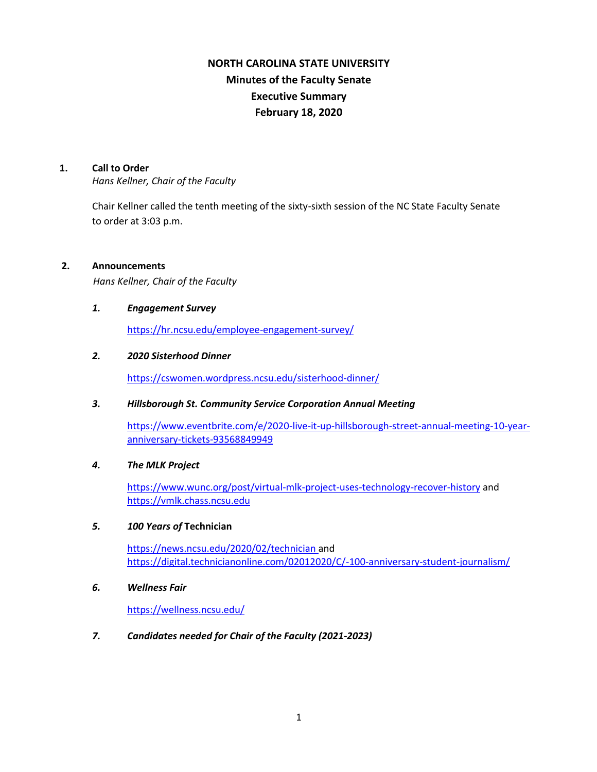# NORTH CAROLINA STATE UNIVERSITY

## Minutes of the Faculty Senate

## Executive Summary

## February 18, 2020

### 1. Call to Order

*Hans Kellner, Chair of the Faculty*

Chair Kellner called the tenth meeting of the sixty-sixth session of the NC State Faculty Senate to order at 3:03 p.m.

### 2. Announcements

*Hans Kellner, Chair of the Faculty*

1. ***Engagement Survey***

   https://hr.ncsu.edu/employee-engagement-survey/

2. ***2020 Sisterhood Dinner***

   https://cswomen.wordpress.ncsu.edu/sisterhood-dinner/

3. ***Hillsborough St. Community Service Corporation Annual Meeting***

   https://www.eventbrite.com/e/2020-live-it-up-hillsborough-street-annual-meeting-10-year-anniversary-tickets-93568849949

4. ***The MLK Project***

   https://www.wunc.org/post/virtual-mlk-project-uses-technology-recover-history and https://vmlk.chass.ncsu.edu

5. ***100 Years of* Technician**

   https://news.ncsu.edu/2020/02/technician and https://digital.technicianonline.com/02012020/C/-100-anniversary-student-journalism/

6. ***Wellness Fair***

   https://wellness.ncsu.edu/

7. ***Candidates needed for Chair of the Faculty (2021-2023)***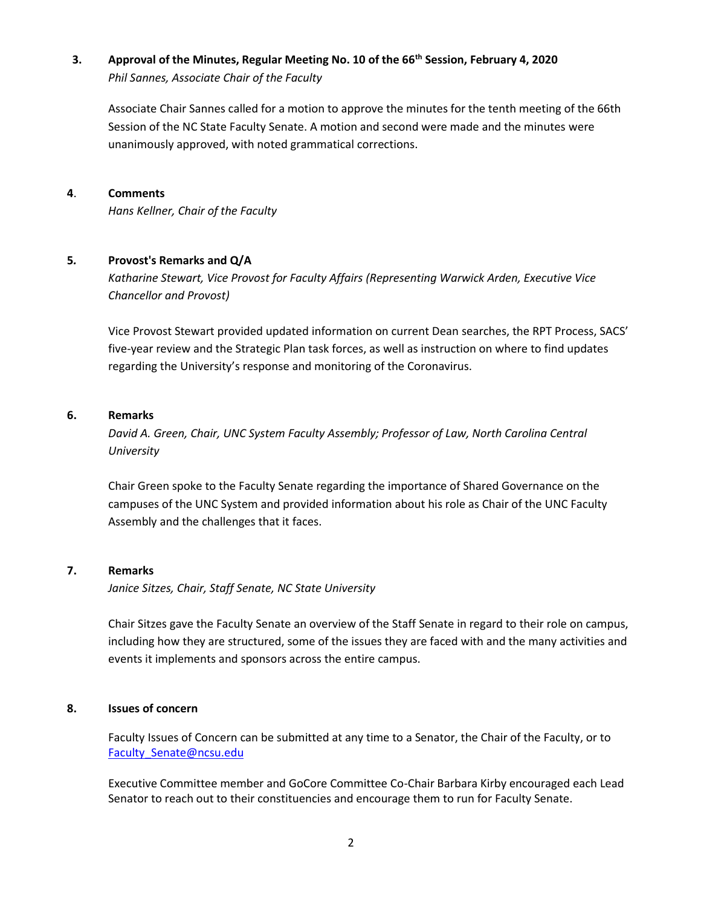### 3. Approval of the Minutes, Regular Meeting No. 10 of the 66th Session, February 4, 2020

*Phil Sannes, Associate Chair of the Faculty*

Associate Chair Sannes called for a motion to approve the minutes for the tenth meeting of the 66th Session of the NC State Faculty Senate. A motion and second were made and the minutes were unanimously approved, with noted grammatical corrections.

### 4. Comments

*Hans Kellner, Chair of the Faculty*

### 5. Provost's Remarks and Q/A

*Katharine Stewart, Vice Provost for Faculty Affairs (Representing Warwick Arden, Executive Vice Chancellor and Provost)*

Vice Provost Stewart provided updated information on current Dean searches, the RPT Process, SACS' five-year review and the Strategic Plan task forces, as well as instruction on where to find updates regarding the University's response and monitoring of the Coronavirus.

### 6. Remarks

*David A. Green, Chair, UNC System Faculty Assembly; Professor of Law, North Carolina Central University*

Chair Green spoke to the Faculty Senate regarding the importance of Shared Governance on the campuses of the UNC System and provided information about his role as Chair of the UNC Faculty Assembly and the challenges that it faces.

### 7. Remarks

*Janice Sitzes, Chair, Staff Senate, NC State University*

Chair Sitzes gave the Faculty Senate an overview of the Staff Senate in regard to their role on campus, including how they are structured, some of the issues they are faced with and the many activities and events it implements and sponsors across the entire campus.

### 8. Issues of concern

Faculty Issues of Concern can be submitted at any time to a Senator, the Chair of the Faculty, or to [Faculty_Senate@ncsu.edu](mailto:Faculty_Senate@ncsu.edu)

Executive Committee member and GoCore Committee Co-Chair Barbara Kirby encouraged each Lead Senator to reach out to their constituencies and encourage them to run for Faculty Senate.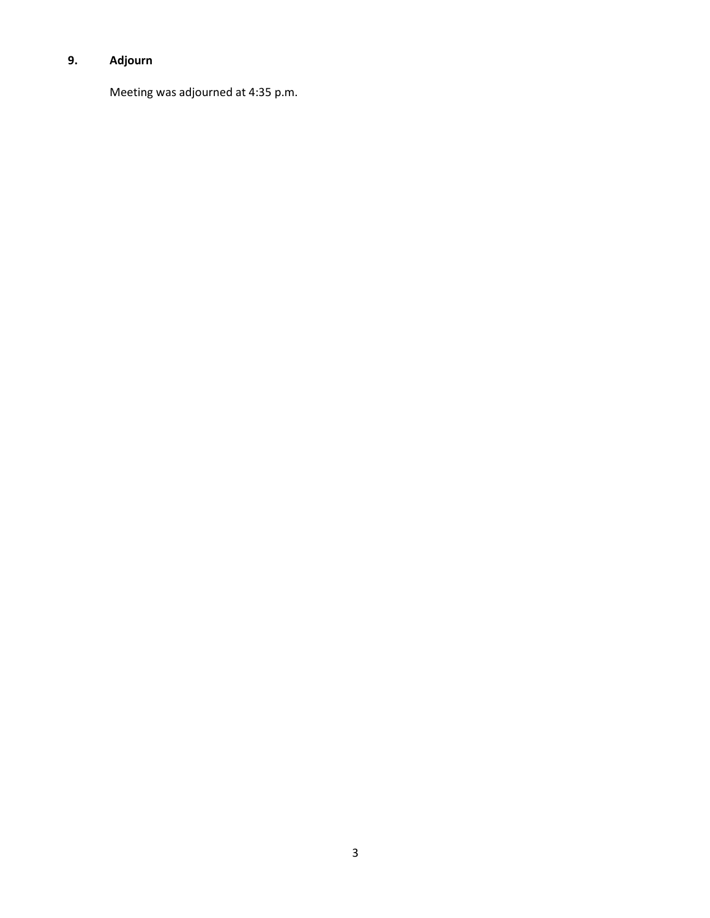## 9. Adjourn

Meeting was adjourned at 4:35 p.m.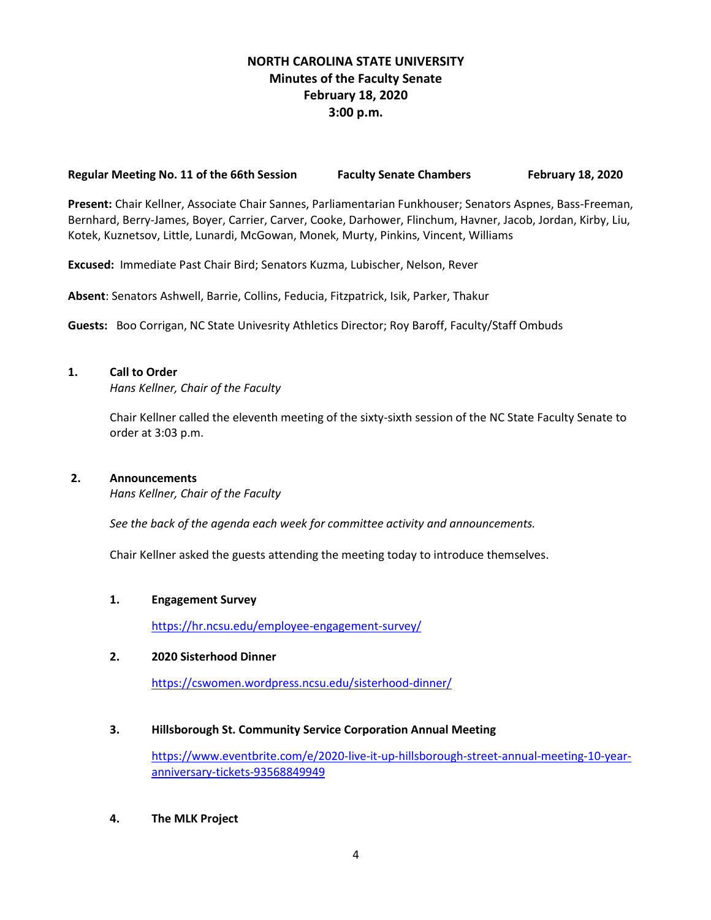# NORTH CAROLINA STATE UNIVERSITY
## Minutes of the Faculty Senate
## February 18, 2020
## 3:00 p.m.

**Regular Meeting No. 11 of the 66th Session** **Faculty Senate Chambers** **February 18, 2020**

**Present:** Chair Kellner, Associate Chair Sannes, Parliamentarian Funkhouser; Senators Aspnes, Bass-Freeman, Bernhard, Berry-James, Boyer, Carrier, Carver, Cooke, Darhower, Flinchum, Havner, Jacob, Jordan, Kirby, Liu, Kotek, Kuznetsov, Little, Lunardi, McGowan, Monek, Murty, Pinkins, Vincent, Williams

**Excused:** Immediate Past Chair Bird; Senators Kuzma, Lubischer, Nelson, Rever

**Absent**: Senators Ashwell, Barrie, Collins, Feducia, Fitzpatrick, Isik, Parker, Thakur

**Guests:** Boo Corrigan, NC State Univesrity Athletics Director; Roy Baroff, Faculty/Staff Ombuds

### 1. Call to Order

*Hans Kellner, Chair of the Faculty*

Chair Kellner called the eleventh meeting of the sixty-sixth session of the NC State Faculty Senate to order at 3:03 p.m.

### 2. Announcements

*Hans Kellner, Chair of the Faculty*

*See the back of the agenda each week for committee activity and announcements.*

Chair Kellner asked the guests attending the meeting today to introduce themselves.

#### 1. Engagement Survey

https://hr.ncsu.edu/employee-engagement-survey/

#### 2. 2020 Sisterhood Dinner

https://cswomen.wordpress.ncsu.edu/sisterhood-dinner/

#### 3. Hillsborough St. Community Service Corporation Annual Meeting

https://www.eventbrite.com/e/2020-live-it-up-hillsborough-street-annual-meeting-10-year-anniversary-tickets-93568849949

#### 4. The MLK Project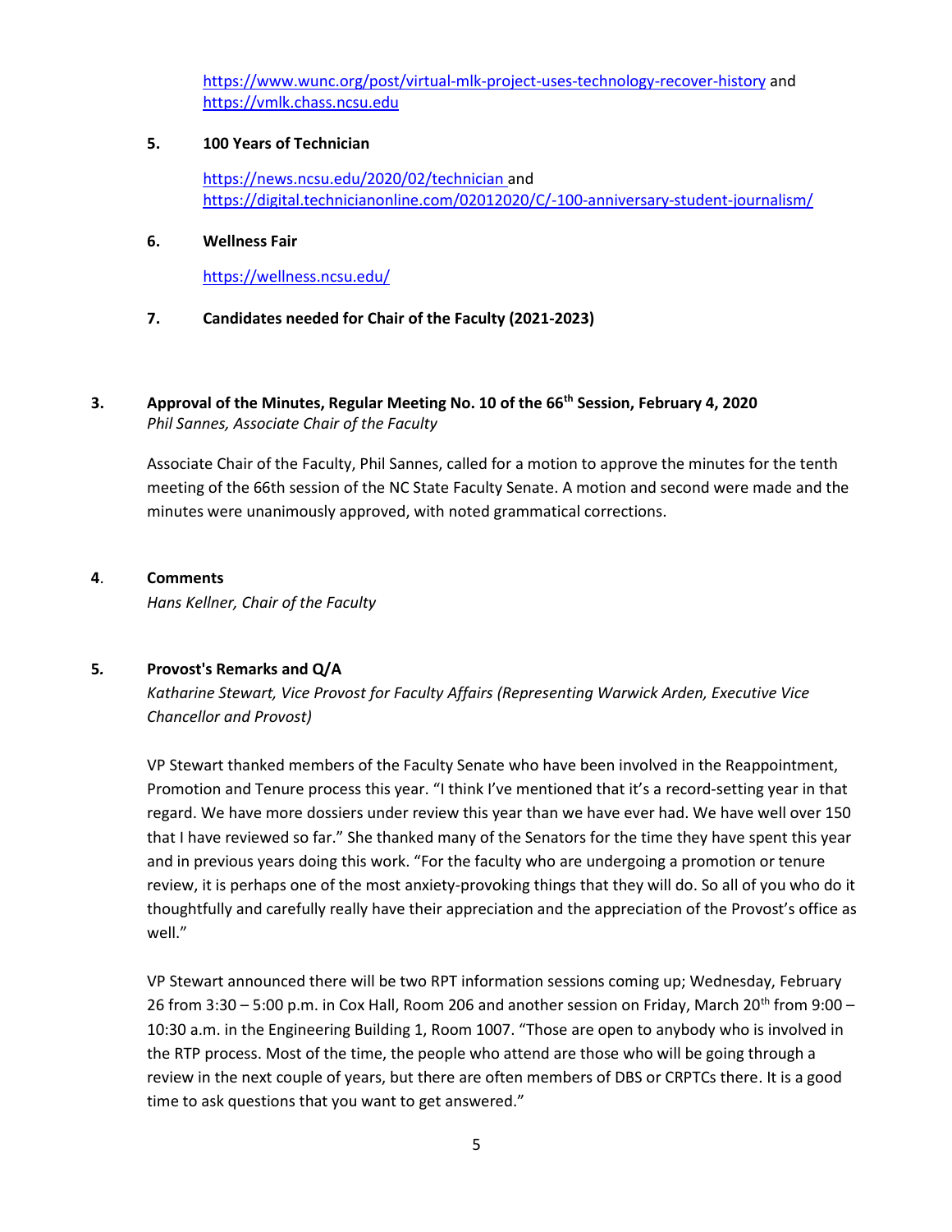https://www.wunc.org/post/virtual-mlk-project-uses-technology-recover-history and https://vmlk.chass.ncsu.edu

**5. 100 Years of Technician**

https://news.ncsu.edu/2020/02/technician and https://digital.technicianonline.com/02012020/C/-100-anniversary-student-journalism/

**6. Wellness Fair**

https://wellness.ncsu.edu/

**7. Candidates needed for Chair of the Faculty (2021-2023)**

## 3. Approval of the Minutes, Regular Meeting No. 10 of the 66th Session, February 4, 2020

*Phil Sannes, Associate Chair of the Faculty*

Associate Chair of the Faculty, Phil Sannes, called for a motion to approve the minutes for the tenth meeting of the 66th session of the NC State Faculty Senate. A motion and second were made and the minutes were unanimously approved, with noted grammatical corrections.

## 4. Comments

*Hans Kellner, Chair of the Faculty*

## 5. Provost's Remarks and Q/A

*Katharine Stewart, Vice Provost for Faculty Affairs (Representing Warwick Arden, Executive Vice Chancellor and Provost)*

VP Stewart thanked members of the Faculty Senate who have been involved in the Reappointment, Promotion and Tenure process this year. "I think I've mentioned that it's a record-setting year in that regard. We have more dossiers under review this year than we have ever had. We have well over 150 that I have reviewed so far." She thanked many of the Senators for the time they have spent this year and in previous years doing this work. "For the faculty who are undergoing a promotion or tenure review, it is perhaps one of the most anxiety-provoking things that they will do. So all of you who do it thoughtfully and carefully really have their appreciation and the appreciation of the Provost's office as well."

VP Stewart announced there will be two RPT information sessions coming up; Wednesday, February 26 from 3:30 – 5:00 p.m. in Cox Hall, Room 206 and another session on Friday, March 20th from 9:00 – 10:30 a.m. in the Engineering Building 1, Room 1007. "Those are open to anybody who is involved in the RTP process. Most of the time, the people who attend are those who will be going through a review in the next couple of years, but there are often members of DBS or CRPTCs there. It is a good time to ask questions that you want to get answered."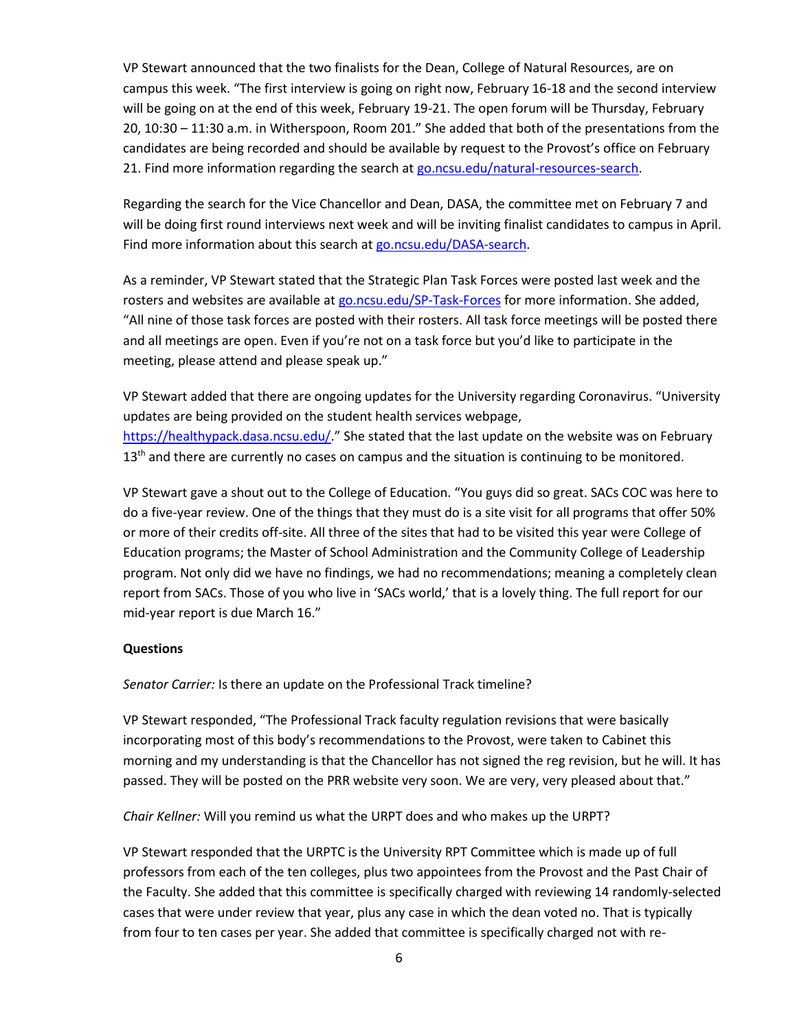VP Stewart announced that the two finalists for the Dean, College of Natural Resources, are on campus this week. "The first interview is going on right now, February 16-18 and the second interview will be going on at the end of this week, February 19-21. The open forum will be Thursday, February 20, 10:30 – 11:30 a.m. in Witherspoon, Room 201." She added that both of the presentations from the candidates are being recorded and should be available by request to the Provost's office on February 21. Find more information regarding the search at [go.ncsu.edu/natural-resources-search](go.ncsu.edu/natural-resources-search).

Regarding the search for the Vice Chancellor and Dean, DASA, the committee met on February 7 and will be doing first round interviews next week and will be inviting finalist candidates to campus in April. Find more information about this search at [go.ncsu.edu/DASA-search](go.ncsu.edu/DASA-search).

As a reminder, VP Stewart stated that the Strategic Plan Task Forces were posted last week and the rosters and websites are available at [go.ncsu.edu/SP-Task-Forces](go.ncsu.edu/SP-Task-Forces) for more information. She added, "All nine of those task forces are posted with their rosters. All task force meetings will be posted there and all meetings are open. Even if you're not on a task force but you'd like to participate in the meeting, please attend and please speak up."

VP Stewart added that there are ongoing updates for the University regarding Coronavirus. "University updates are being provided on the student health services webpage, [https://healthypack.dasa.ncsu.edu/](https://healthypack.dasa.ncsu.edu/)." She stated that the last update on the website was on February 13th and there are currently no cases on campus and the situation is continuing to be monitored.

VP Stewart gave a shout out to the College of Education. "You guys did so great. SACs COC was here to do a five-year review. One of the things that they must do is a site visit for all programs that offer 50% or more of their credits off-site. All three of the sites that had to be visited this year were College of Education programs; the Master of School Administration and the Community College of Leadership program. Not only did we have no findings, we had no recommendations; meaning a completely clean report from SACs. Those of you who live in 'SACs world,' that is a lovely thing. The full report for our mid-year report is due March 16."

**Questions**

*Senator Carrier:* Is there an update on the Professional Track timeline?

VP Stewart responded, "The Professional Track faculty regulation revisions that were basically incorporating most of this body's recommendations to the Provost, were taken to Cabinet this morning and my understanding is that the Chancellor has not signed the reg revision, but he will. It has passed. They will be posted on the PRR website very soon. We are very, very pleased about that."

*Chair Kellner:* Will you remind us what the URPT does and who makes up the URPT?

VP Stewart responded that the URPTC is the University RPT Committee which is made up of full professors from each of the ten colleges, plus two appointees from the Provost and the Past Chair of the Faculty. She added that this committee is specifically charged with reviewing 14 randomly-selected cases that were under review that year, plus any case in which the dean voted no. That is typically from four to ten cases per year. She added that committee is specifically charged not with re-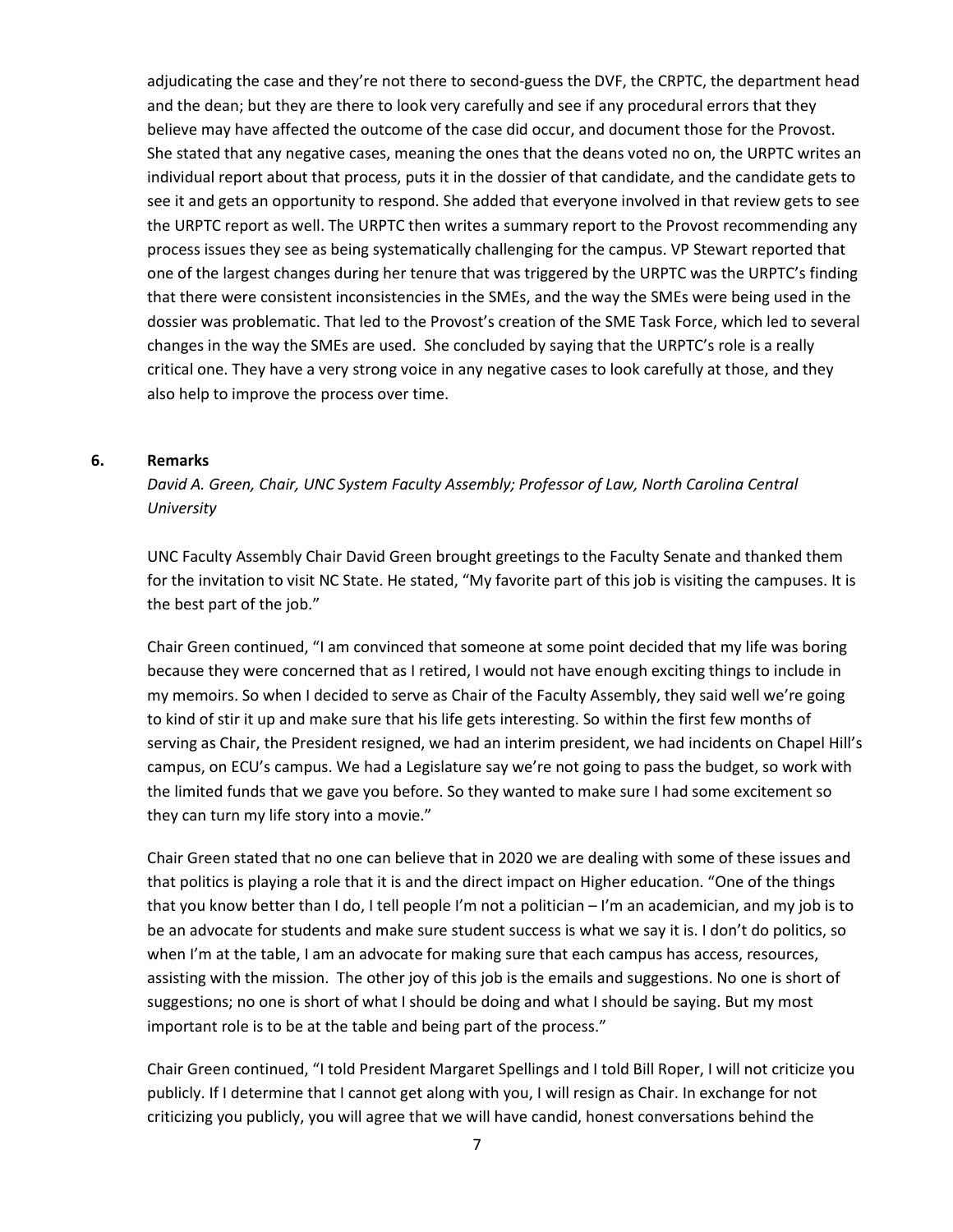adjudicating the case and they're not there to second-guess the DVF, the CRPTC, the department head and the dean; but they are there to look very carefully and see if any procedural errors that they believe may have affected the outcome of the case did occur, and document those for the Provost. She stated that any negative cases, meaning the ones that the deans voted no on, the URPTC writes an individual report about that process, puts it in the dossier of that candidate, and the candidate gets to see it and gets an opportunity to respond. She added that everyone involved in that review gets to see the URPTC report as well. The URPTC then writes a summary report to the Provost recommending any process issues they see as being systematically challenging for the campus. VP Stewart reported that one of the largest changes during her tenure that was triggered by the URPTC was the URPTC's finding that there were consistent inconsistencies in the SMEs, and the way the SMEs were being used in the dossier was problematic. That led to the Provost's creation of the SME Task Force, which led to several changes in the way the SMEs are used. She concluded by saying that the URPTC's role is a really critical one. They have a very strong voice in any negative cases to look carefully at those, and they also help to improve the process over time.

**6. Remarks**

*David A. Green, Chair, UNC System Faculty Assembly; Professor of Law, North Carolina Central University*

UNC Faculty Assembly Chair David Green brought greetings to the Faculty Senate and thanked them for the invitation to visit NC State. He stated, "My favorite part of this job is visiting the campuses. It is the best part of the job."

Chair Green continued, "I am convinced that someone at some point decided that my life was boring because they were concerned that as I retired, I would not have enough exciting things to include in my memoirs. So when I decided to serve as Chair of the Faculty Assembly, they said well we're going to kind of stir it up and make sure that his life gets interesting. So within the first few months of serving as Chair, the President resigned, we had an interim president, we had incidents on Chapel Hill's campus, on ECU's campus. We had a Legislature say we're not going to pass the budget, so work with the limited funds that we gave you before. So they wanted to make sure I had some excitement so they can turn my life story into a movie."

Chair Green stated that no one can believe that in 2020 we are dealing with some of these issues and that politics is playing a role that it is and the direct impact on Higher education. "One of the things that you know better than I do, I tell people I'm not a politician – I'm an academician, and my job is to be an advocate for students and make sure student success is what we say it is. I don't do politics, so when I'm at the table, I am an advocate for making sure that each campus has access, resources, assisting with the mission. The other joy of this job is the emails and suggestions. No one is short of suggestions; no one is short of what I should be doing and what I should be saying. But my most important role is to be at the table and being part of the process."

Chair Green continued, "I told President Margaret Spellings and I told Bill Roper, I will not criticize you publicly. If I determine that I cannot get along with you, I will resign as Chair. In exchange for not criticizing you publicly, you will agree that we will have candid, honest conversations behind the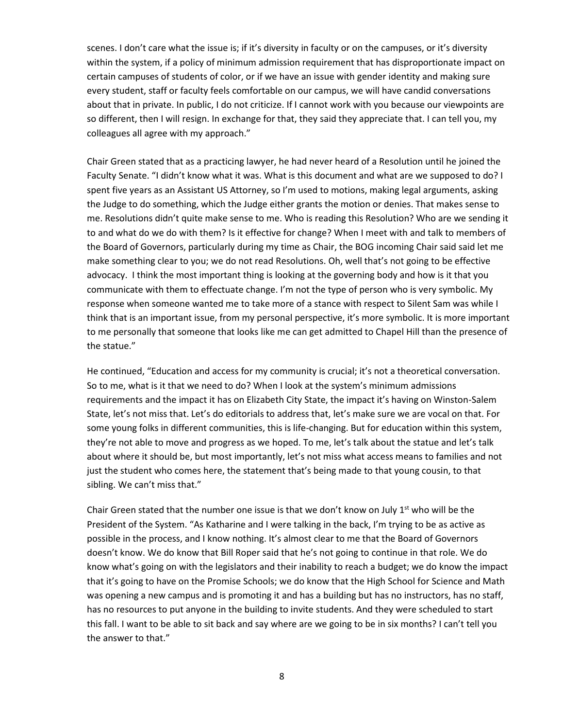scenes. I don't care what the issue is; if it's diversity in faculty or on the campuses, or it's diversity within the system, if a policy of minimum admission requirement that has disproportionate impact on certain campuses of students of color, or if we have an issue with gender identity and making sure every student, staff or faculty feels comfortable on our campus, we will have candid conversations about that in private. In public, I do not criticize. If I cannot work with you because our viewpoints are so different, then I will resign. In exchange for that, they said they appreciate that. I can tell you, my colleagues all agree with my approach."

Chair Green stated that as a practicing lawyer, he had never heard of a Resolution until he joined the Faculty Senate. "I didn't know what it was. What is this document and what are we supposed to do? I spent five years as an Assistant US Attorney, so I'm used to motions, making legal arguments, asking the Judge to do something, which the Judge either grants the motion or denies. That makes sense to me. Resolutions didn't quite make sense to me. Who is reading this Resolution? Who are we sending it to and what do we do with them? Is it effective for change? When I meet with and talk to members of the Board of Governors, particularly during my time as Chair, the BOG incoming Chair said said let me make something clear to you; we do not read Resolutions. Oh, well that's not going to be effective advocacy. I think the most important thing is looking at the governing body and how is it that you communicate with them to effectuate change. I'm not the type of person who is very symbolic. My response when someone wanted me to take more of a stance with respect to Silent Sam was while I think that is an important issue, from my personal perspective, it's more symbolic. It is more important to me personally that someone that looks like me can get admitted to Chapel Hill than the presence of the statue."

He continued, "Education and access for my community is crucial; it's not a theoretical conversation. So to me, what is it that we need to do? When I look at the system's minimum admissions requirements and the impact it has on Elizabeth City State, the impact it's having on Winston-Salem State, let's not miss that. Let's do editorials to address that, let's make sure we are vocal on that. For some young folks in different communities, this is life-changing. But for education within this system, they're not able to move and progress as we hoped. To me, let's talk about the statue and let's talk about where it should be, but most importantly, let's not miss what access means to families and not just the student who comes here, the statement that's being made to that young cousin, to that sibling. We can't miss that."

Chair Green stated that the number one issue is that we don't know on July 1st who will be the President of the System. "As Katharine and I were talking in the back, I'm trying to be as active as possible in the process, and I know nothing. It's almost clear to me that the Board of Governors doesn't know. We do know that Bill Roper said that he's not going to continue in that role. We do know what's going on with the legislators and their inability to reach a budget; we do know the impact that it's going to have on the Promise Schools; we do know that the High School for Science and Math was opening a new campus and is promoting it and has a building but has no instructors, has no staff, has no resources to put anyone in the building to invite students. And they were scheduled to start this fall. I want to be able to sit back and say where are we going to be in six months? I can't tell you the answer to that."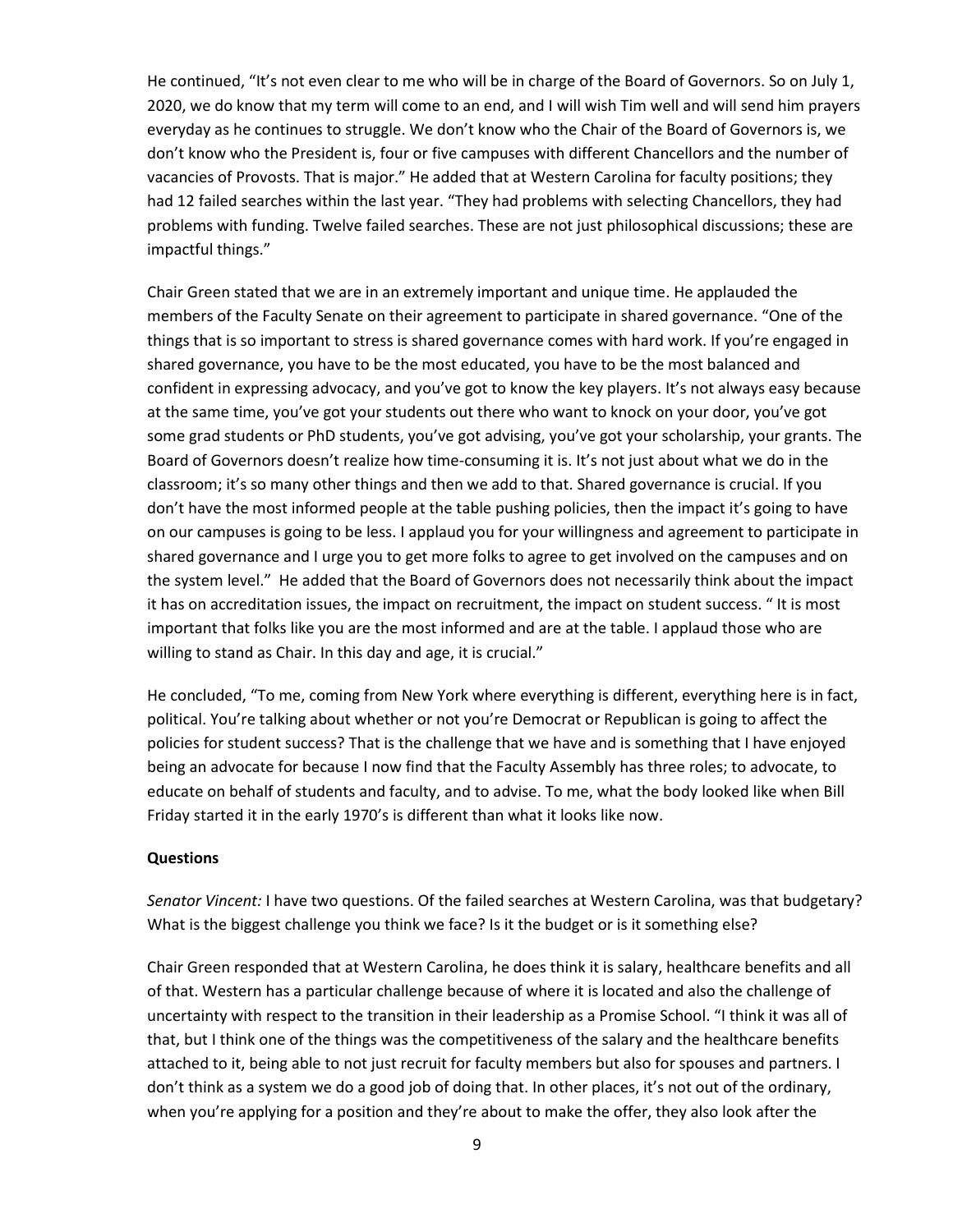He continued, "It's not even clear to me who will be in charge of the Board of Governors. So on July 1, 2020, we do know that my term will come to an end, and I will wish Tim well and will send him prayers everyday as he continues to struggle. We don't know who the Chair of the Board of Governors is, we don't know who the President is, four or five campuses with different Chancellors and the number of vacancies of Provosts. That is major." He added that at Western Carolina for faculty positions; they had 12 failed searches within the last year. "They had problems with selecting Chancellors, they had problems with funding. Twelve failed searches. These are not just philosophical discussions; these are impactful things."

Chair Green stated that we are in an extremely important and unique time. He applauded the members of the Faculty Senate on their agreement to participate in shared governance. "One of the things that is so important to stress is shared governance comes with hard work. If you're engaged in shared governance, you have to be the most educated, you have to be the most balanced and confident in expressing advocacy, and you've got to know the key players. It's not always easy because at the same time, you've got your students out there who want to knock on your door, you've got some grad students or PhD students, you've got advising, you've got your scholarship, your grants. The Board of Governors doesn't realize how time-consuming it is. It's not just about what we do in the classroom; it's so many other things and then we add to that. Shared governance is crucial. If you don't have the most informed people at the table pushing policies, then the impact it's going to have on our campuses is going to be less. I applaud you for your willingness and agreement to participate in shared governance and I urge you to get more folks to agree to get involved on the campuses and on the system level." He added that the Board of Governors does not necessarily think about the impact it has on accreditation issues, the impact on recruitment, the impact on student success. " It is most important that folks like you are the most informed and are at the table. I applaud those who are willing to stand as Chair. In this day and age, it is crucial."

He concluded, "To me, coming from New York where everything is different, everything here is in fact, political. You're talking about whether or not you're Democrat or Republican is going to affect the policies for student success? That is the challenge that we have and is something that I have enjoyed being an advocate for because I now find that the Faculty Assembly has three roles; to advocate, to educate on behalf of students and faculty, and to advise. To me, what the body looked like when Bill Friday started it in the early 1970's is different than what it looks like now.

**Questions**

*Senator Vincent:* I have two questions. Of the failed searches at Western Carolina, was that budgetary? What is the biggest challenge you think we face? Is it the budget or is it something else?

Chair Green responded that at Western Carolina, he does think it is salary, healthcare benefits and all of that. Western has a particular challenge because of where it is located and also the challenge of uncertainty with respect to the transition in their leadership as a Promise School. "I think it was all of that, but I think one of the things was the competitiveness of the salary and the healthcare benefits attached to it, being able to not just recruit for faculty members but also for spouses and partners. I don't think as a system we do a good job of doing that. In other places, it's not out of the ordinary, when you're applying for a position and they're about to make the offer, they also look after the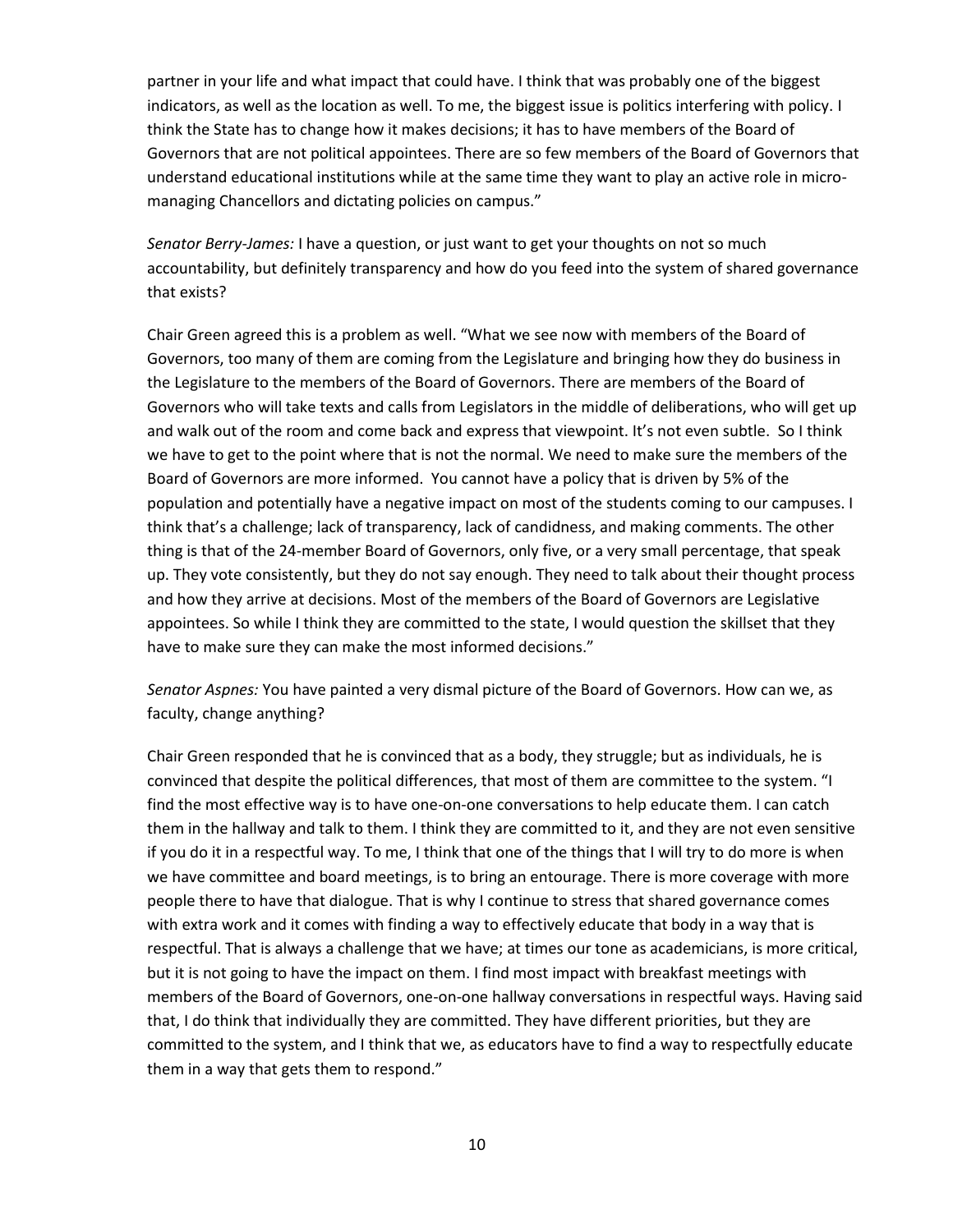partner in your life and what impact that could have. I think that was probably one of the biggest indicators, as well as the location as well. To me, the biggest issue is politics interfering with policy. I think the State has to change how it makes decisions; it has to have members of the Board of Governors that are not political appointees. There are so few members of the Board of Governors that understand educational institutions while at the same time they want to play an active role in micro-managing Chancellors and dictating policies on campus."

*Senator Berry-James:* I have a question, or just want to get your thoughts on not so much accountability, but definitely transparency and how do you feed into the system of shared governance that exists?

Chair Green agreed this is a problem as well. "What we see now with members of the Board of Governors, too many of them are coming from the Legislature and bringing how they do business in the Legislature to the members of the Board of Governors. There are members of the Board of Governors who will take texts and calls from Legislators in the middle of deliberations, who will get up and walk out of the room and come back and express that viewpoint. It's not even subtle. So I think we have to get to the point where that is not the normal. We need to make sure the members of the Board of Governors are more informed. You cannot have a policy that is driven by 5% of the population and potentially have a negative impact on most of the students coming to our campuses. I think that's a challenge; lack of transparency, lack of candidness, and making comments. The other thing is that of the 24-member Board of Governors, only five, or a very small percentage, that speak up. They vote consistently, but they do not say enough. They need to talk about their thought process and how they arrive at decisions. Most of the members of the Board of Governors are Legislative appointees. So while I think they are committed to the state, I would question the skillset that they have to make sure they can make the most informed decisions."

*Senator Aspnes:* You have painted a very dismal picture of the Board of Governors. How can we, as faculty, change anything?

Chair Green responded that he is convinced that as a body, they struggle; but as individuals, he is convinced that despite the political differences, that most of them are committee to the system. "I find the most effective way is to have one-on-one conversations to help educate them. I can catch them in the hallway and talk to them. I think they are committed to it, and they are not even sensitive if you do it in a respectful way. To me, I think that one of the things that I will try to do more is when we have committee and board meetings, is to bring an entourage. There is more coverage with more people there to have that dialogue. That is why I continue to stress that shared governance comes with extra work and it comes with finding a way to effectively educate that body in a way that is respectful. That is always a challenge that we have; at times our tone as academicians, is more critical, but it is not going to have the impact on them. I find most impact with breakfast meetings with members of the Board of Governors, one-on-one hallway conversations in respectful ways. Having said that, I do think that individually they are committed. They have different priorities, but they are committed to the system, and I think that we, as educators have to find a way to respectfully educate them in a way that gets them to respond."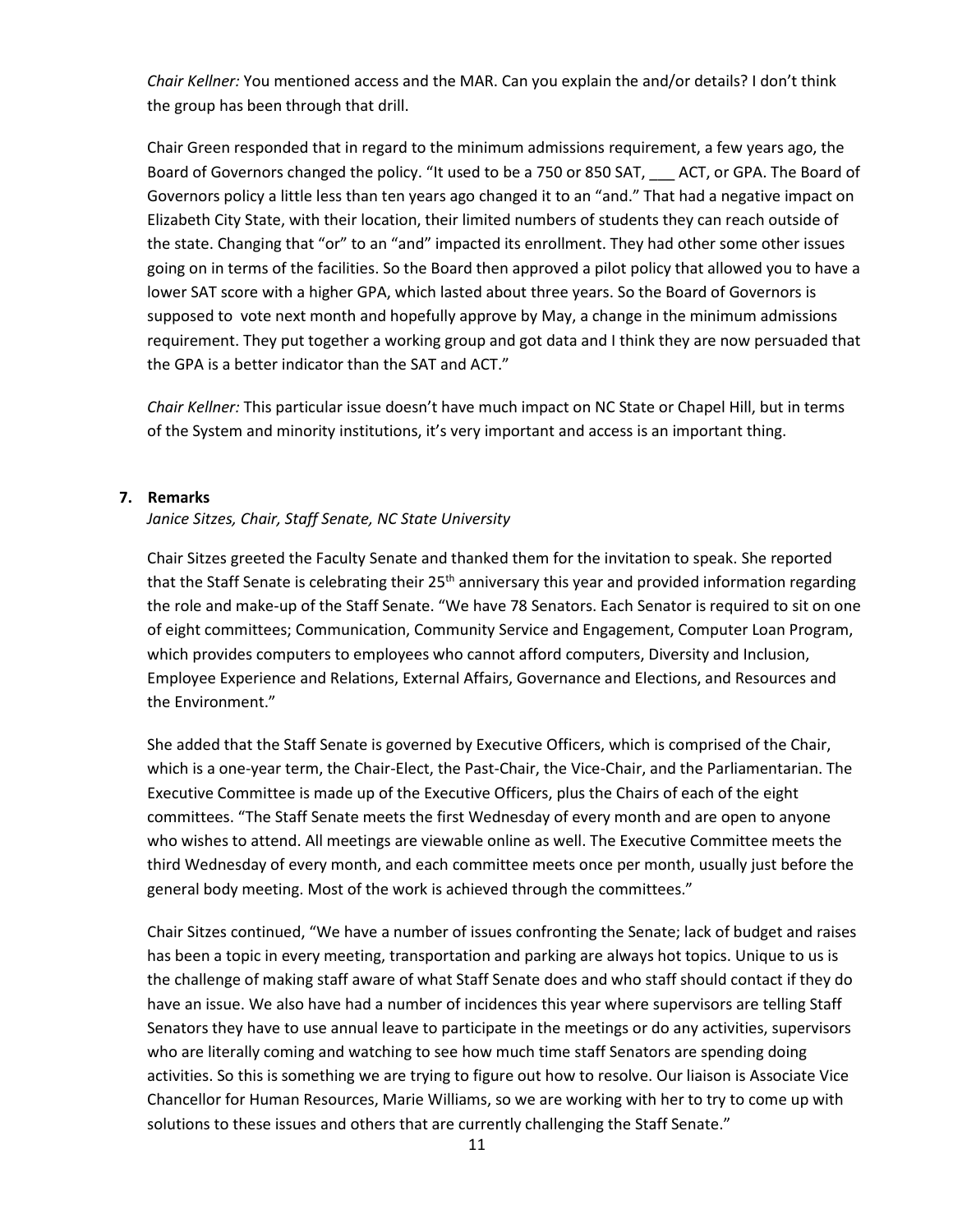*Chair Kellner:* You mentioned access and the MAR. Can you explain the and/or details? I don't think the group has been through that drill.

Chair Green responded that in regard to the minimum admissions requirement, a few years ago, the Board of Governors changed the policy. "It used to be a 750 or 850 SAT, ___ ACT, or GPA. The Board of Governors policy a little less than ten years ago changed it to an "and." That had a negative impact on Elizabeth City State, with their location, their limited numbers of students they can reach outside of the state. Changing that "or" to an "and" impacted its enrollment. They had other some other issues going on in terms of the facilities. So the Board then approved a pilot policy that allowed you to have a lower SAT score with a higher GPA, which lasted about three years. So the Board of Governors is supposed to vote next month and hopefully approve by May, a change in the minimum admissions requirement. They put together a working group and got data and I think they are now persuaded that the GPA is a better indicator than the SAT and ACT."

*Chair Kellner:* This particular issue doesn't have much impact on NC State or Chapel Hill, but in terms of the System and minority institutions, it's very important and access is an important thing.

**7. Remarks**

*Janice Sitzes, Chair, Staff Senate, NC State University*

Chair Sitzes greeted the Faculty Senate and thanked them for the invitation to speak. She reported that the Staff Senate is celebrating their 25th anniversary this year and provided information regarding the role and make-up of the Staff Senate. "We have 78 Senators. Each Senator is required to sit on one of eight committees; Communication, Community Service and Engagement, Computer Loan Program, which provides computers to employees who cannot afford computers, Diversity and Inclusion, Employee Experience and Relations, External Affairs, Governance and Elections, and Resources and the Environment."

She added that the Staff Senate is governed by Executive Officers, which is comprised of the Chair, which is a one-year term, the Chair-Elect, the Past-Chair, the Vice-Chair, and the Parliamentarian. The Executive Committee is made up of the Executive Officers, plus the Chairs of each of the eight committees. "The Staff Senate meets the first Wednesday of every month and are open to anyone who wishes to attend. All meetings are viewable online as well. The Executive Committee meets the third Wednesday of every month, and each committee meets once per month, usually just before the general body meeting. Most of the work is achieved through the committees."

Chair Sitzes continued, "We have a number of issues confronting the Senate; lack of budget and raises has been a topic in every meeting, transportation and parking are always hot topics. Unique to us is the challenge of making staff aware of what Staff Senate does and who staff should contact if they do have an issue. We also have had a number of incidences this year where supervisors are telling Staff Senators they have to use annual leave to participate in the meetings or do any activities, supervisors who are literally coming and watching to see how much time staff Senators are spending doing activities. So this is something we are trying to figure out how to resolve. Our liaison is Associate Vice Chancellor for Human Resources, Marie Williams, so we are working with her to try to come up with solutions to these issues and others that are currently challenging the Staff Senate."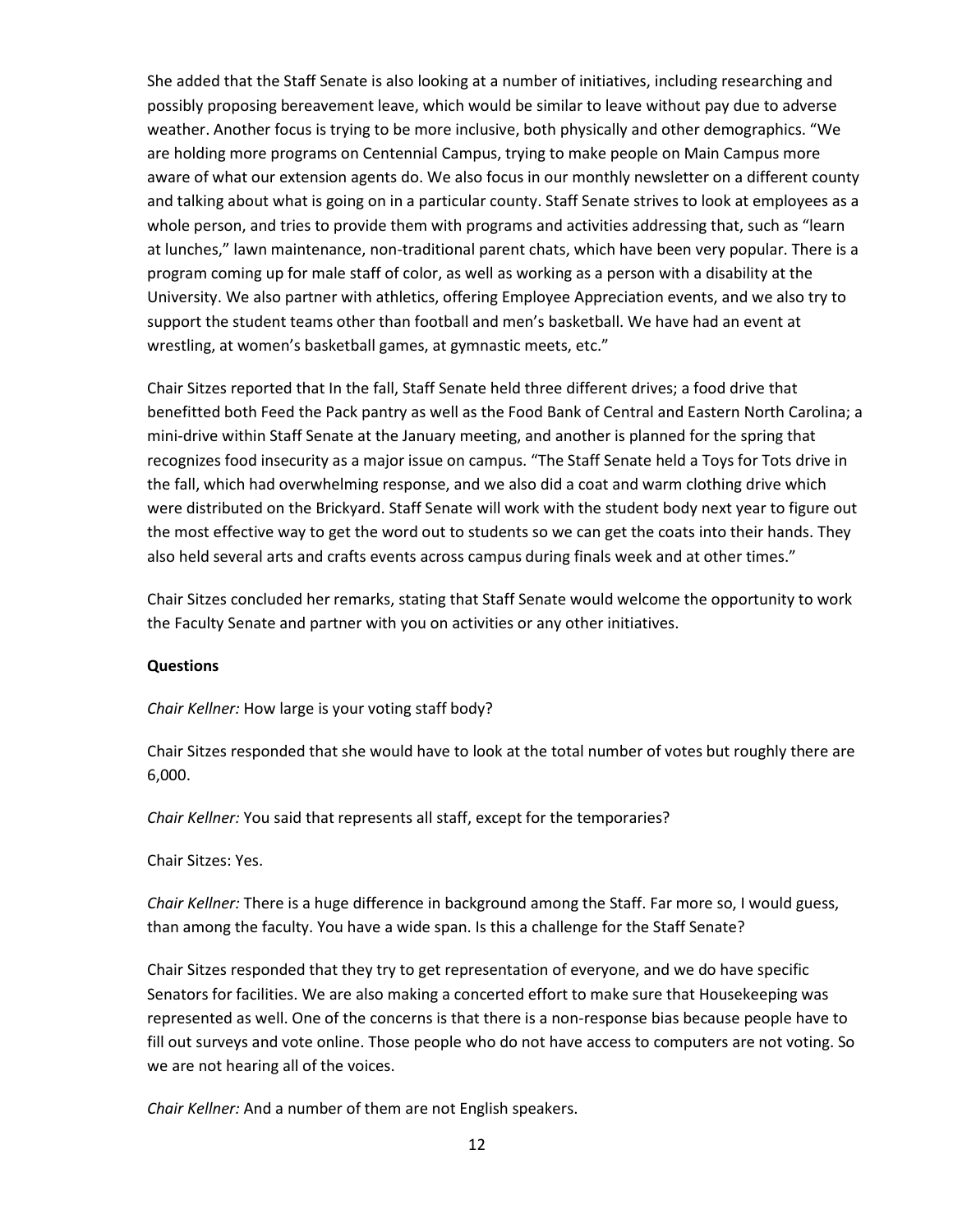She added that the Staff Senate is also looking at a number of initiatives, including researching and possibly proposing bereavement leave, which would be similar to leave without pay due to adverse weather. Another focus is trying to be more inclusive, both physically and other demographics. "We are holding more programs on Centennial Campus, trying to make people on Main Campus more aware of what our extension agents do. We also focus in our monthly newsletter on a different county and talking about what is going on in a particular county. Staff Senate strives to look at employees as a whole person, and tries to provide them with programs and activities addressing that, such as "learn at lunches," lawn maintenance, non-traditional parent chats, which have been very popular. There is a program coming up for male staff of color, as well as working as a person with a disability at the University. We also partner with athletics, offering Employee Appreciation events, and we also try to support the student teams other than football and men's basketball. We have had an event at wrestling, at women's basketball games, at gymnastic meets, etc."

Chair Sitzes reported that In the fall, Staff Senate held three different drives; a food drive that benefitted both Feed the Pack pantry as well as the Food Bank of Central and Eastern North Carolina; a mini-drive within Staff Senate at the January meeting, and another is planned for the spring that recognizes food insecurity as a major issue on campus. "The Staff Senate held a Toys for Tots drive in the fall, which had overwhelming response, and we also did a coat and warm clothing drive which were distributed on the Brickyard. Staff Senate will work with the student body next year to figure out the most effective way to get the word out to students so we can get the coats into their hands. They also held several arts and crafts events across campus during finals week and at other times."

Chair Sitzes concluded her remarks, stating that Staff Senate would welcome the opportunity to work the Faculty Senate and partner with you on activities or any other initiatives.

**Questions**

*Chair Kellner:* How large is your voting staff body?

Chair Sitzes responded that she would have to look at the total number of votes but roughly there are 6,000.

*Chair Kellner:* You said that represents all staff, except for the temporaries?

Chair Sitzes: Yes.

*Chair Kellner:* There is a huge difference in background among the Staff. Far more so, I would guess, than among the faculty. You have a wide span. Is this a challenge for the Staff Senate?

Chair Sitzes responded that they try to get representation of everyone, and we do have specific Senators for facilities. We are also making a concerted effort to make sure that Housekeeping was represented as well. One of the concerns is that there is a non-response bias because people have to fill out surveys and vote online. Those people who do not have access to computers are not voting. So we are not hearing all of the voices.

*Chair Kellner:* And a number of them are not English speakers.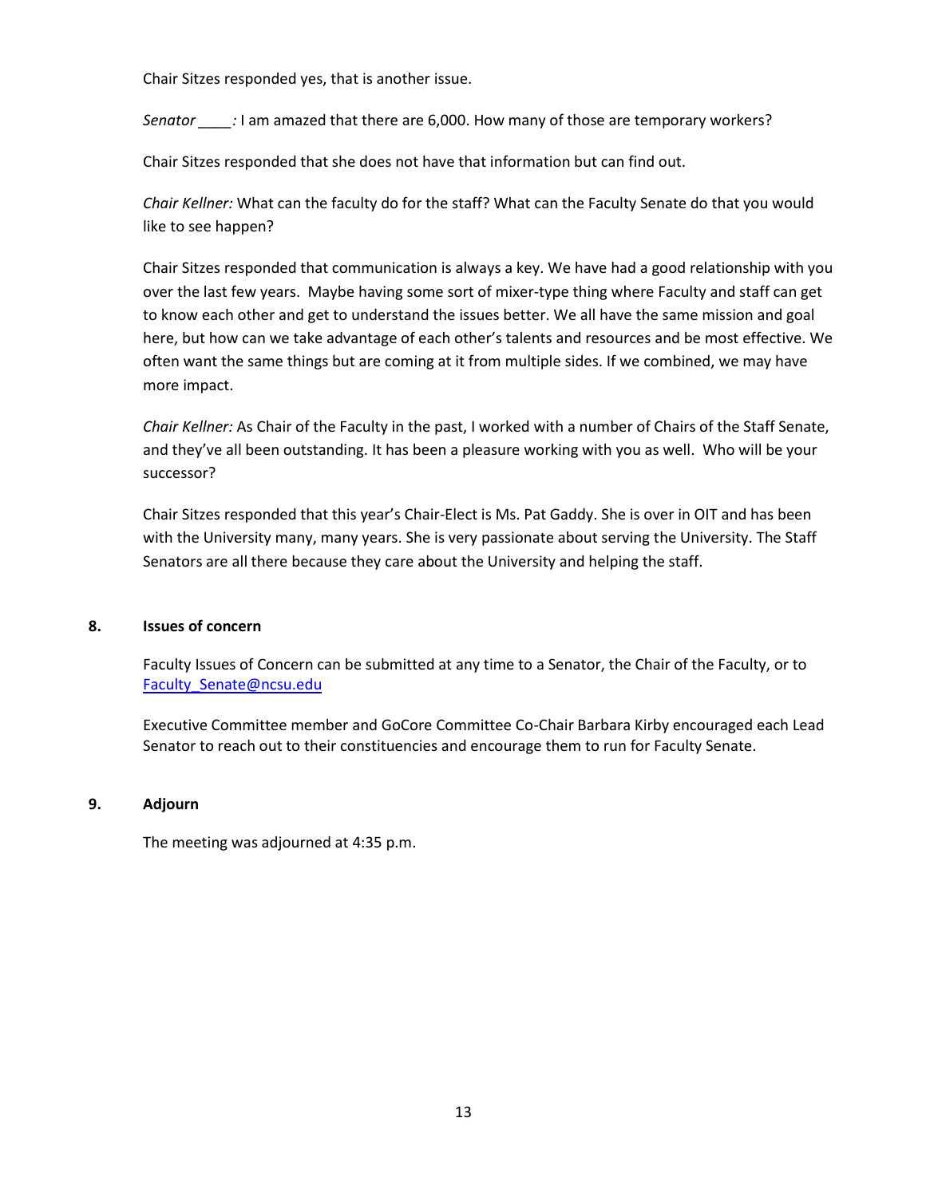Chair Sitzes responded yes, that is another issue.

*Senator ____:* I am amazed that there are 6,000. How many of those are temporary workers?

Chair Sitzes responded that she does not have that information but can find out.

*Chair Kellner:* What can the faculty do for the staff? What can the Faculty Senate do that you would like to see happen?

Chair Sitzes responded that communication is always a key. We have had a good relationship with you over the last few years. Maybe having some sort of mixer-type thing where Faculty and staff can get to know each other and get to understand the issues better. We all have the same mission and goal here, but how can we take advantage of each other's talents and resources and be most effective. We often want the same things but are coming at it from multiple sides. If we combined, we may have more impact.

*Chair Kellner:* As Chair of the Faculty in the past, I worked with a number of Chairs of the Staff Senate, and they've all been outstanding. It has been a pleasure working with you as well. Who will be your successor?

Chair Sitzes responded that this year's Chair-Elect is Ms. Pat Gaddy. She is over in OIT and has been with the University many, many years. She is very passionate about serving the University. The Staff Senators are all there because they care about the University and helping the staff.

## 8. Issues of concern

Faculty Issues of Concern can be submitted at any time to a Senator, the Chair of the Faculty, or to [Faculty_Senate@ncsu.edu](mailto:Faculty_Senate@ncsu.edu)

Executive Committee member and GoCore Committee Co-Chair Barbara Kirby encouraged each Lead Senator to reach out to their constituencies and encourage them to run for Faculty Senate.

## 9. Adjourn

The meeting was adjourned at 4:35 p.m.